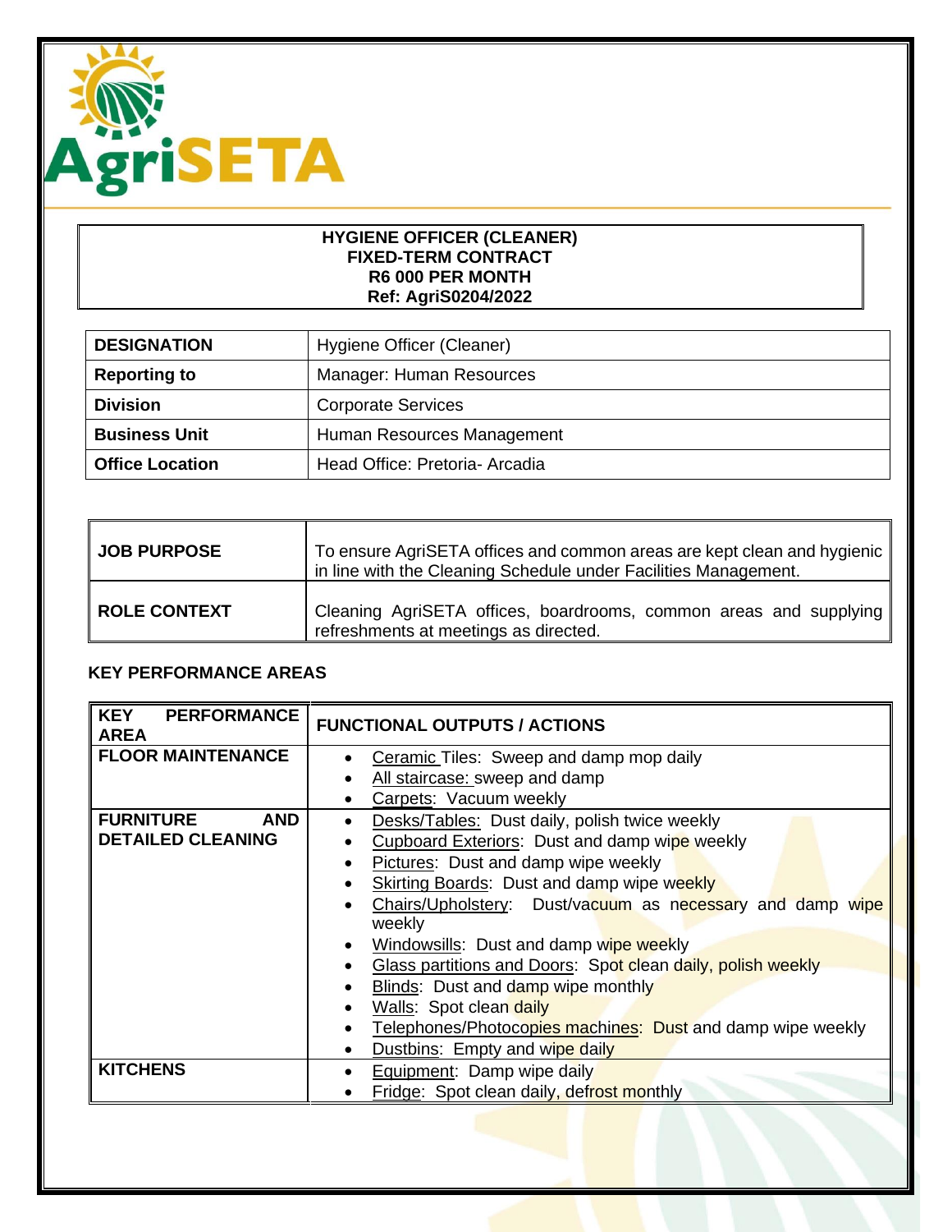**HYGIENE OFFICER (CLEANER)**
**FIXED-TERM CONTRACT**
**R6 000 PER MONTH**
**Ref: AgriS0204/2022**

| | |
|---|---|
| **DESIGNATION** | Hygiene Officer (Cleaner) |
| **Reporting to** | Manager: Human Resources |
| **Division** | Corporate Services |
| **Business Unit** | Human Resources Management |
| **Office Location** | Head Office: Pretoria- Arcadia |

| | |
|---|---|
| **JOB PURPOSE** | To ensure AgriSETA offices and common areas are kept clean and hygienic in line with the Cleaning Schedule under Facilities Management. |
| **ROLE CONTEXT** | Cleaning AgriSETA offices, boardrooms, common areas and supplying refreshments at meetings as directed. |

**KEY PERFORMANCE AREAS**

| KEY PERFORMANCE AREA | FUNCTIONAL OUTPUTS / ACTIONS |
|---|---|
| **FLOOR MAINTENANCE** | • Ceramic Tiles: Sweep and damp mop daily<br>• All staircase: sweep and damp<br>• Carpets: Vacuum weekly |
| **FURNITURE AND DETAILED CLEANING** | • Desks/Tables: Dust daily, polish twice weekly<br>• Cupboard Exteriors: Dust and damp wipe weekly<br>• Pictures: Dust and damp wipe weekly<br>• Skirting Boards: Dust and damp wipe weekly<br>• Chairs/Upholstery: Dust/vacuum as necessary and damp wipe weekly<br>• Windowsills: Dust and damp wipe weekly<br>• Glass partitions and Doors: Spot clean daily, polish weekly<br>• Blinds: Dust and damp wipe monthly<br>• Walls: Spot clean daily<br>• Telephones/Photocopies machines: Dust and damp wipe weekly<br>• Dustbins: Empty and wipe daily |
| **KITCHENS** | • Equipment: Damp wipe daily<br>• Fridge: Spot clean daily, defrost monthly |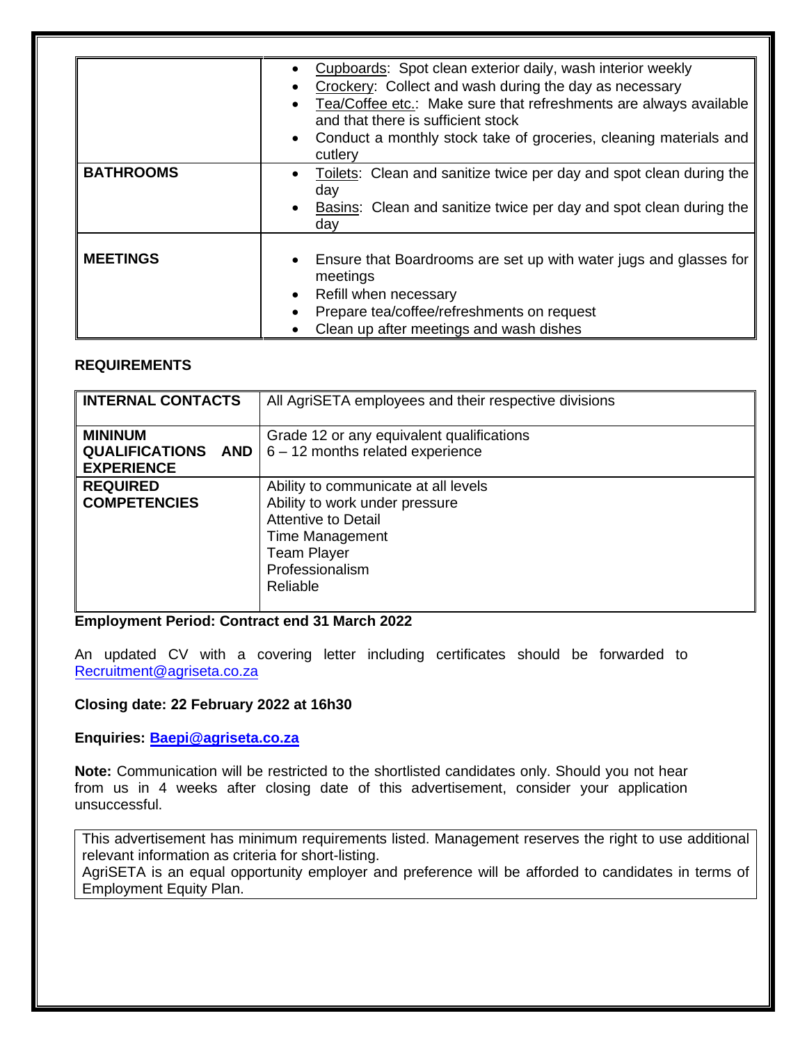| | |
|---|---|
| | • <u>Cupboards</u>: Spot clean exterior daily, wash interior weekly<br>• <u>Crockery</u>: Collect and wash during the day as necessary<br>• <u>Tea/Coffee etc.</u>: Make sure that refreshments are always available and that there is sufficient stock<br>• Conduct a monthly stock take of groceries, cleaning materials and cutlery |
| **BATHROOMS** | • <u>Toilets</u>: Clean and sanitize twice per day and spot clean during the day<br>• <u>Basins</u>: Clean and sanitize twice per day and spot clean during the day |
| **MEETINGS** | • Ensure that Boardrooms are set up with water jugs and glasses for meetings<br>• Refill when necessary<br>• Prepare tea/coffee/refreshments on request<br>• Clean up after meetings and wash dishes |

**REQUIREMENTS**

| | |
|---|---|
| **INTERNAL CONTACTS** | All AgriSETA employees and their respective divisions |
| **MININUM QUALIFICATIONS AND EXPERIENCE** | Grade 12 or any equivalent qualifications<br>6 – 12 months related experience |
| **REQUIRED COMPETENCIES** | Ability to communicate at all levels<br>Ability to work under pressure<br>Attentive to Detail<br>Time Management<br>Team Player<br>Professionalism<br>Reliable |

**Employment Period: Contract end 31 March 2022**

An updated CV with a covering letter including certificates should be forwarded to Recruitment@agriseta.co.za

**Closing date: 22 February 2022 at 16h30**

**Enquiries: Baepi@agriseta.co.za**

**Note:** Communication will be restricted to the shortlisted candidates only. Should you not hear from us in 4 weeks after closing date of this advertisement, consider your application unsuccessful.

This advertisement has minimum requirements listed. Management reserves the right to use additional relevant information as criteria for short-listing.
AgriSETA is an equal opportunity employer and preference will be afforded to candidates in terms of Employment Equity Plan.